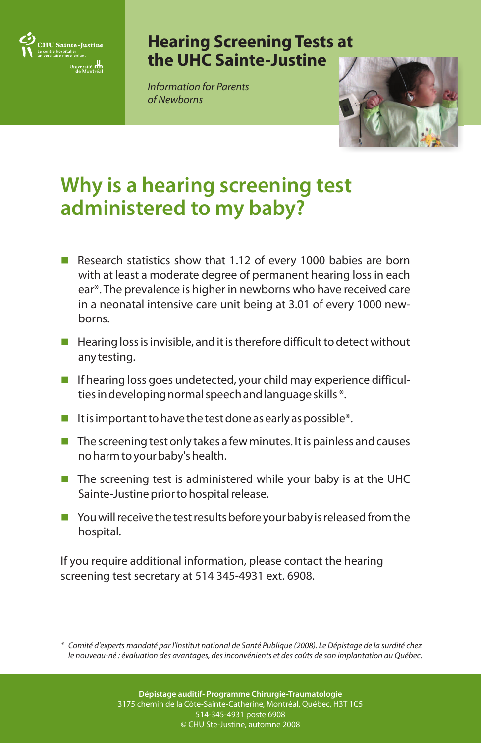CHU Sainte-Justine
Le centre hospitalier universitaire mère-enfant
Université de Montréal

# Hearing Screening Tests at the UHC Sainte-Justine

*Information for Parents of Newborns*

## Why is a hearing screening test administered to my baby?

- Research statistics show that 1.12 of every 1000 babies are born with at least a moderate degree of permanent hearing loss in each ear*. The prevalence is higher in newborns who have received care in a neonatal intensive care unit being at 3.01 of every 1000 newborns.
- Hearing loss is invisible, and it is therefore difficult to detect without any testing.
- If hearing loss goes undetected, your child may experience difficulties in developing normal speech and language skills *.
- It is important to have the test done as early as possible*.
- The screening test only takes a few minutes. It is painless and causes no harm to your baby's health.
- The screening test is administered while your baby is at the UHC Sainte-Justine prior to hospital release.
- You will receive the test results before your baby is released from the hospital.

If you require additional information, please contact the hearing screening test secretary at 514 345-4931 ext. 6908.

\* *Comité d'experts mandaté par l'Institut national de Santé Publique (2008). Le Dépistage de la surdité chez le nouveau-né : évaluation des avantages, des inconvénients et des coûts de son implantation au Québec.*

**Dépistage auditif- Programme Chirurgie-Traumatologie**
3175 chemin de la Côte-Sainte-Catherine, Montréal, Québec, H3T 1C5
514-345-4931 poste 6908
© CHU Ste-Justine, automne 2008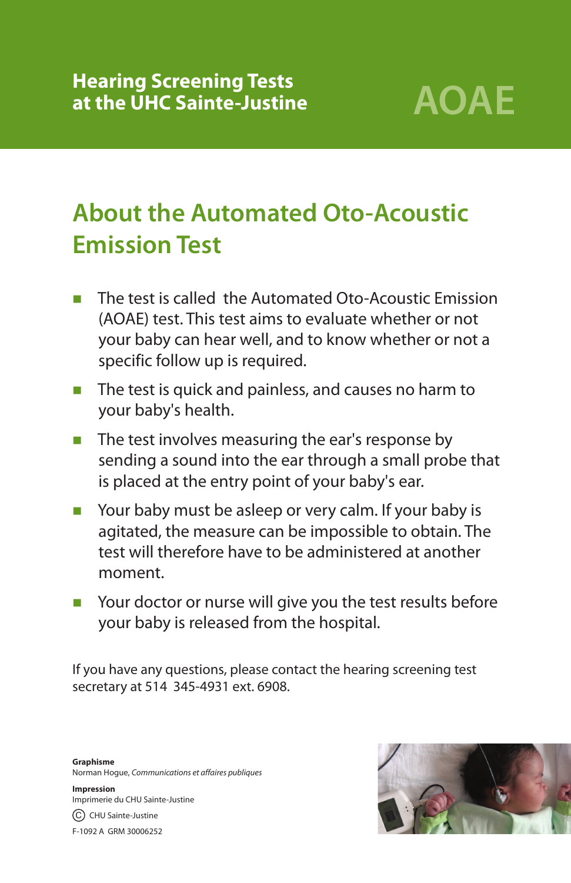# Hearing Screening Tests at the UHC Sainte-Justine

# AOAE

## About the Automated Oto-Acoustic Emission Test

- The test is called the Automated Oto-Acoustic Emission (AOAE) test. This test aims to evaluate whether or not your baby can hear well, and to know whether or not a specific follow up is required.
- The test is quick and painless, and causes no harm to your baby's health.
- The test involves measuring the ear's response by sending a sound into the ear through a small probe that is placed at the entry point of your baby's ear.
- Your baby must be asleep or very calm. If your baby is agitated, the measure can be impossible to obtain. The test will therefore have to be administered at another moment.
- Your doctor or nurse will give you the test results before your baby is released from the hospital.

If you have any questions, please contact the hearing screening test secretary at 514 345-4931 ext. 6908.

**Graphisme**
Norman Hogue, *Communications et affaires publiques*

**Impression**
Imprimerie du CHU Sainte-Justine

© CHU Sainte-Justine

F-1092 A GRM 30006252